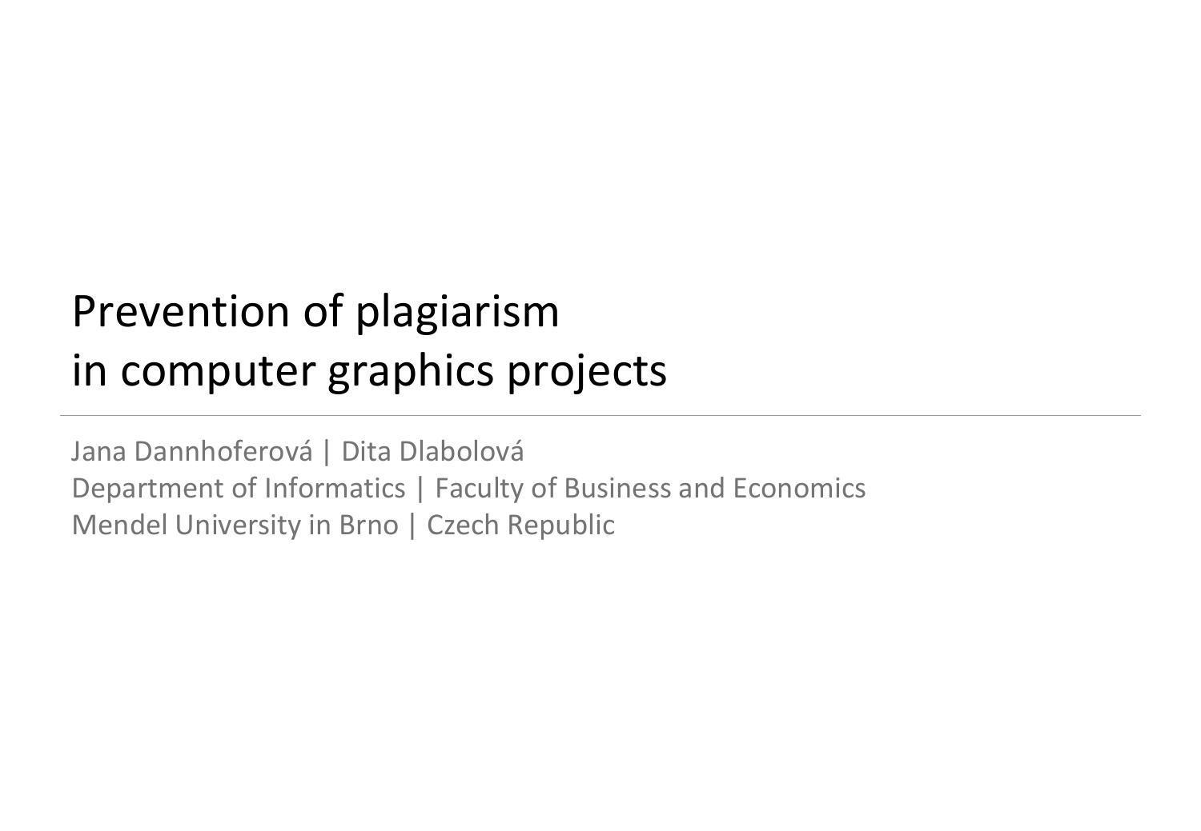# Prevention of plagiarism in computer graphics projects

Jana Dannhoferová | Dita Dlabolová
Department of Informatics | Faculty of Business and Economics
Mendel University in Brno | Czech Republic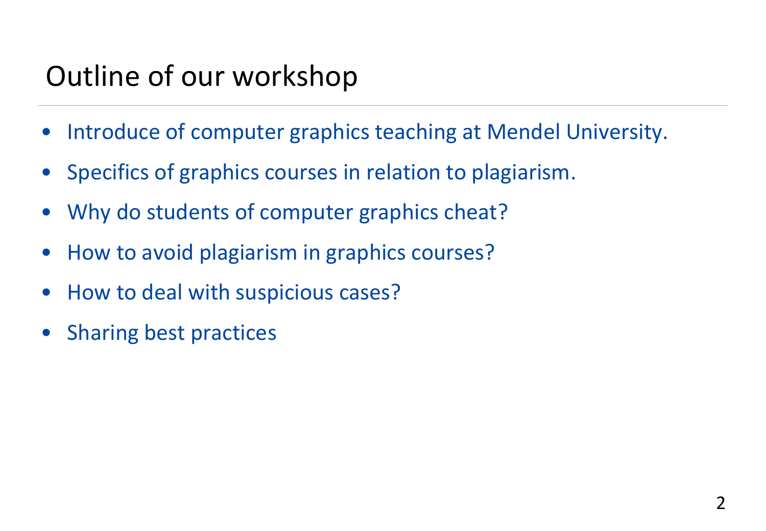# Outline of our workshop

- Introduce of computer graphics teaching at Mendel University.
- Specifics of graphics courses in relation to plagiarism.
- Why do students of computer graphics cheat?
- How to avoid plagiarism in graphics courses?
- How to deal with suspicious cases?
- Sharing best practices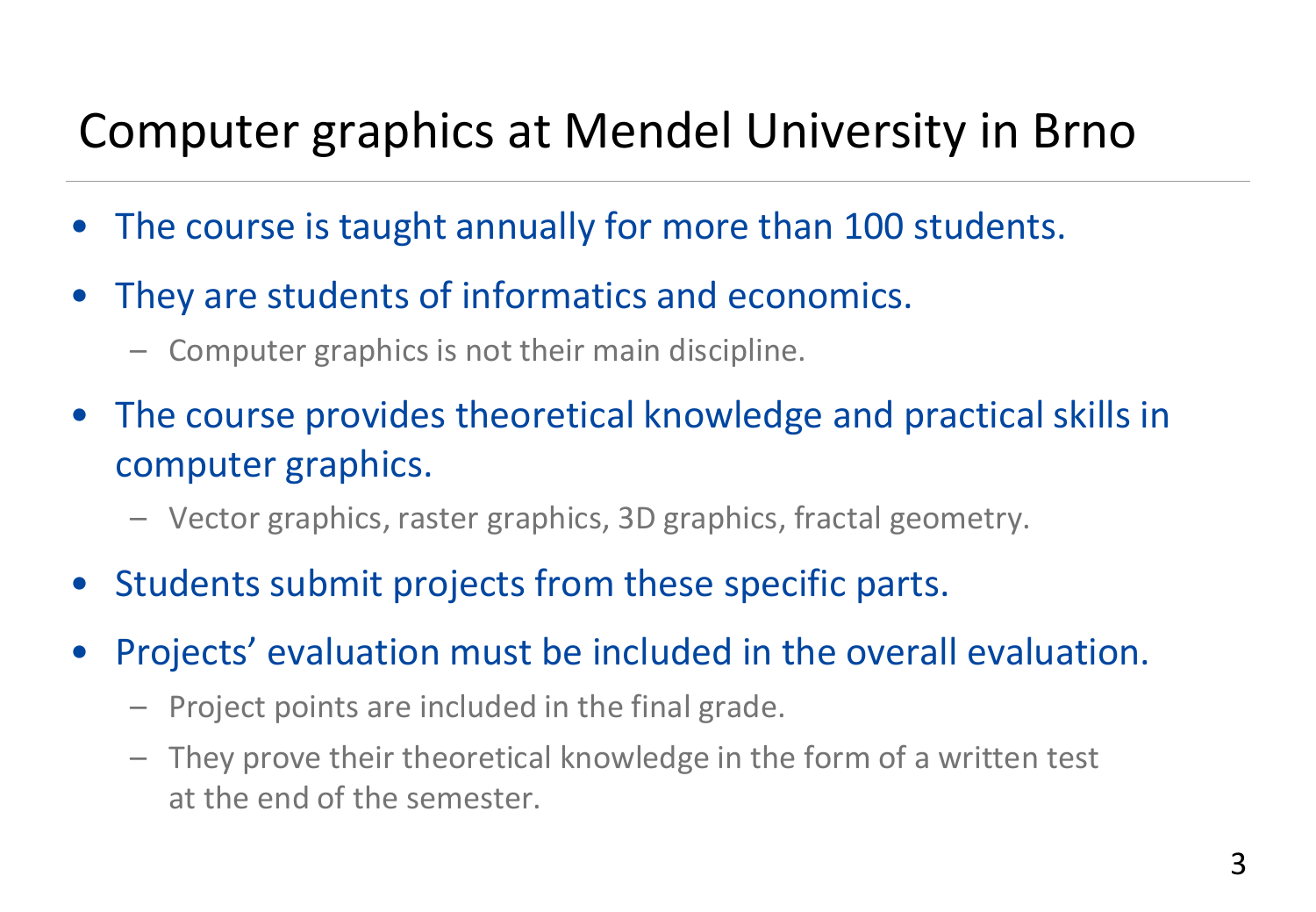# Computer graphics at Mendel University in Brno

- The course is taught annually for more than 100 students.
- They are students of informatics and economics.
  - Computer graphics is not their main discipline.
- The course provides theoretical knowledge and practical skills in computer graphics.
  - Vector graphics, raster graphics, 3D graphics, fractal geometry.
- Students submit projects from these specific parts.
- Projects' evaluation must be included in the overall evaluation.
  - Project points are included in the final grade.
  - They prove their theoretical knowledge in the form of a written test at the end of the semester.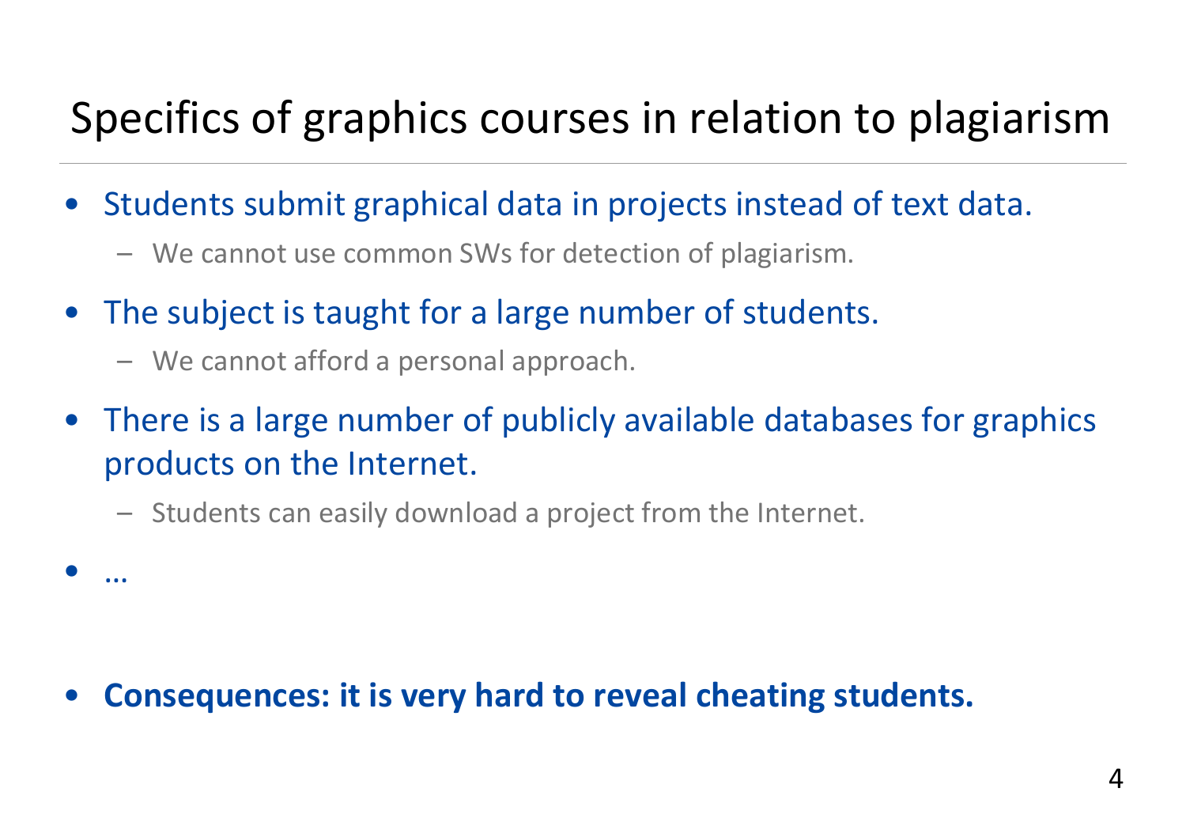# Specifics of graphics courses in relation to plagiarism

- Students submit graphical data in projects instead of text data.
  - We cannot use common SWs for detection of plagiarism.
- The subject is taught for a large number of students.
  - We cannot afford a personal approach.
- There is a large number of publicly available databases for graphics products on the Internet.
  - Students can easily download a project from the Internet.
- …

- **Consequences: it is very hard to reveal cheating students.**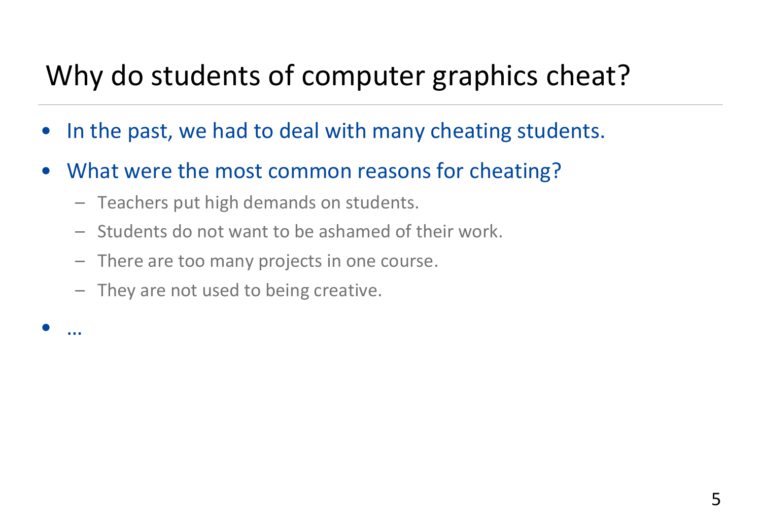# Why do students of computer graphics cheat?

- In the past, we had to deal with many cheating students.
- What were the most common reasons for cheating?
  - Teachers put high demands on students.
  - Students do not want to be ashamed of their work.
  - There are too many projects in one course.
  - They are not used to being creative.
- …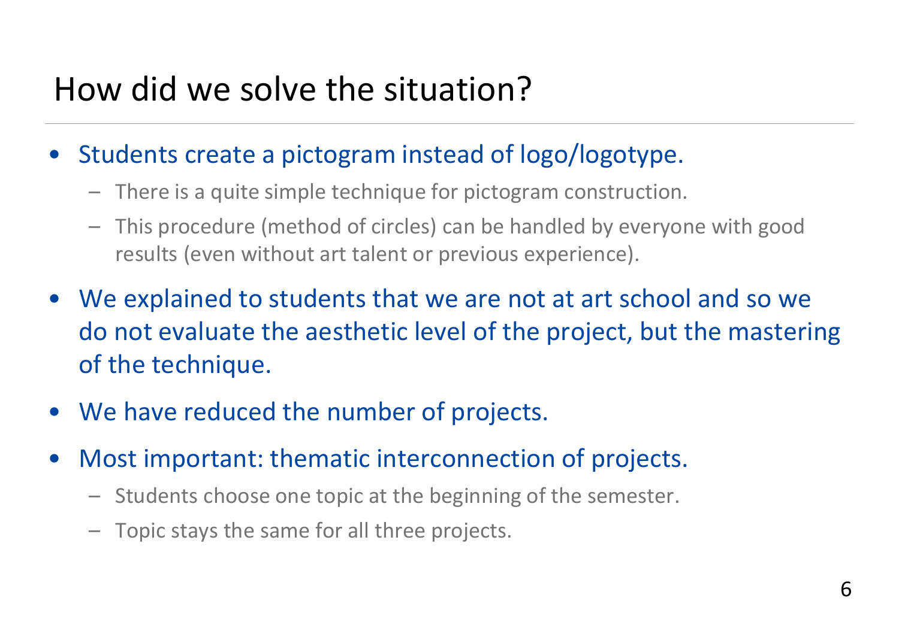# How did we solve the situation?

- Students create a pictogram instead of logo/logotype.
  - There is a quite simple technique for pictogram construction.
  - This procedure (method of circles) can be handled by everyone with good results (even without art talent or previous experience).
- We explained to students that we are not at art school and so we do not evaluate the aesthetic level of the project, but the mastering of the technique.
- We have reduced the number of projects.
- Most important: thematic interconnection of projects.
  - Students choose one topic at the beginning of the semester.
  - Topic stays the same for all three projects.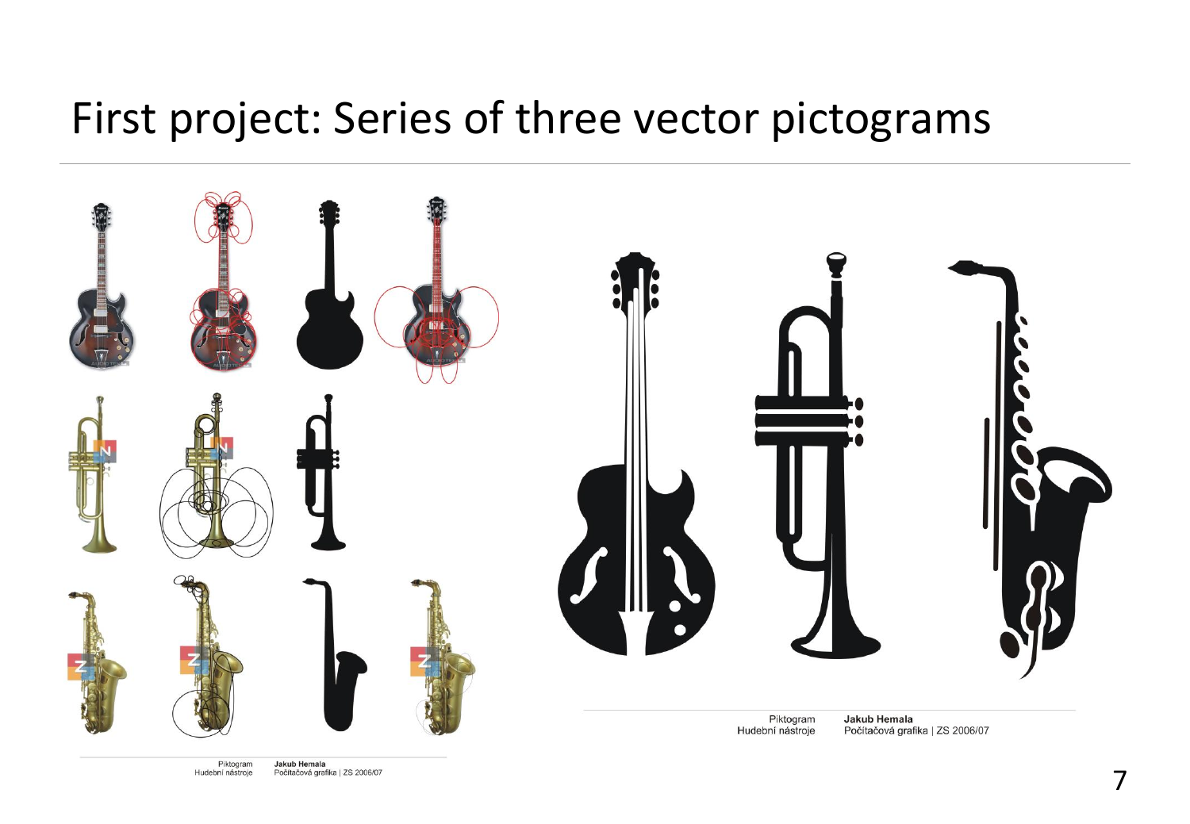# First project: Series of three vector pictograms

Piktogram
Hudební nástroje

**Jakub Hemala**
Počítačová grafika | ZS 2006/07

Piktogram
Hudební nástroje

**Jakub Hemala**
Počítačová grafika | ZS 2006/07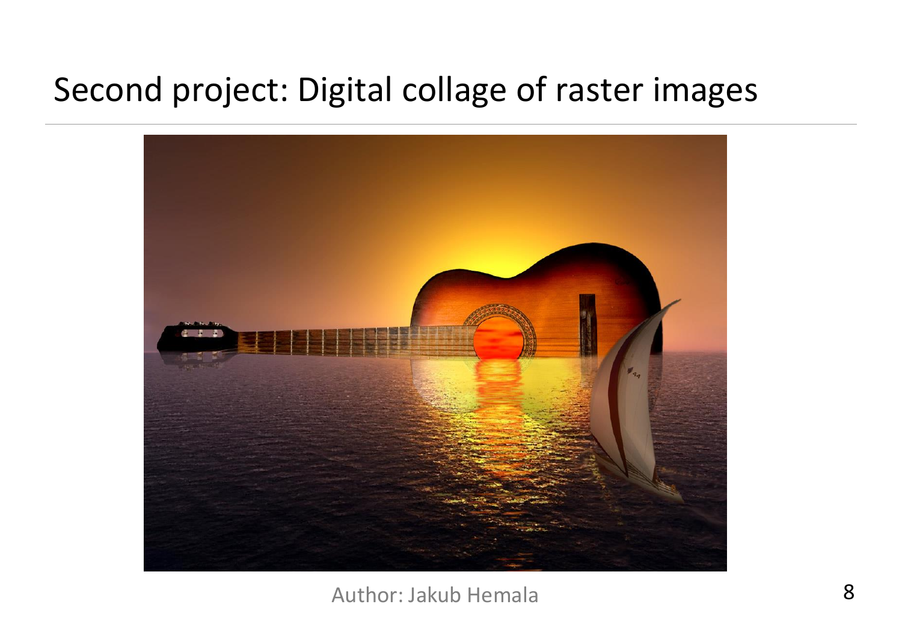# Second project: Digital collage of raster images

Author: Jakub Hemala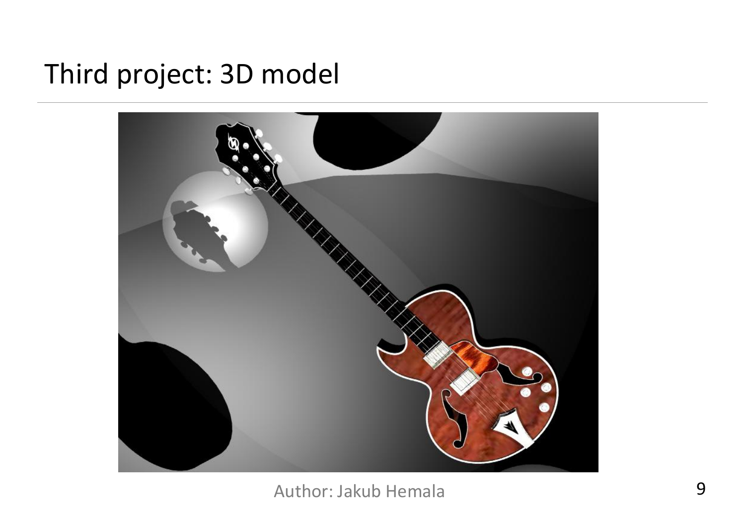# Third project: 3D model

Author: Jakub Hemala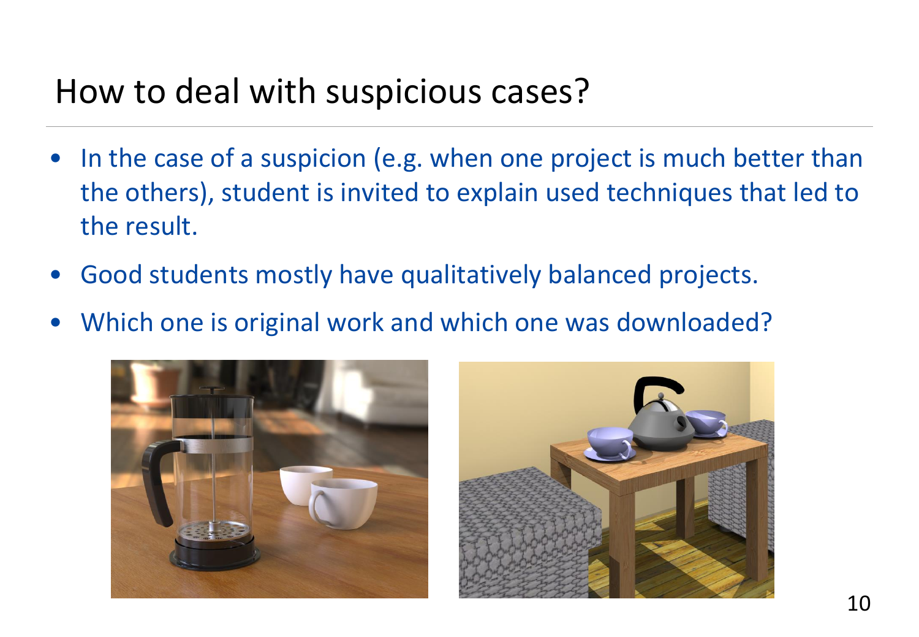# How to deal with suspicious cases?

- In the case of a suspicion (e.g. when one project is much better than the others), student is invited to explain used techniques that led to the result.
- Good students mostly have qualitatively balanced projects.
- Which one is original work and which one was downloaded?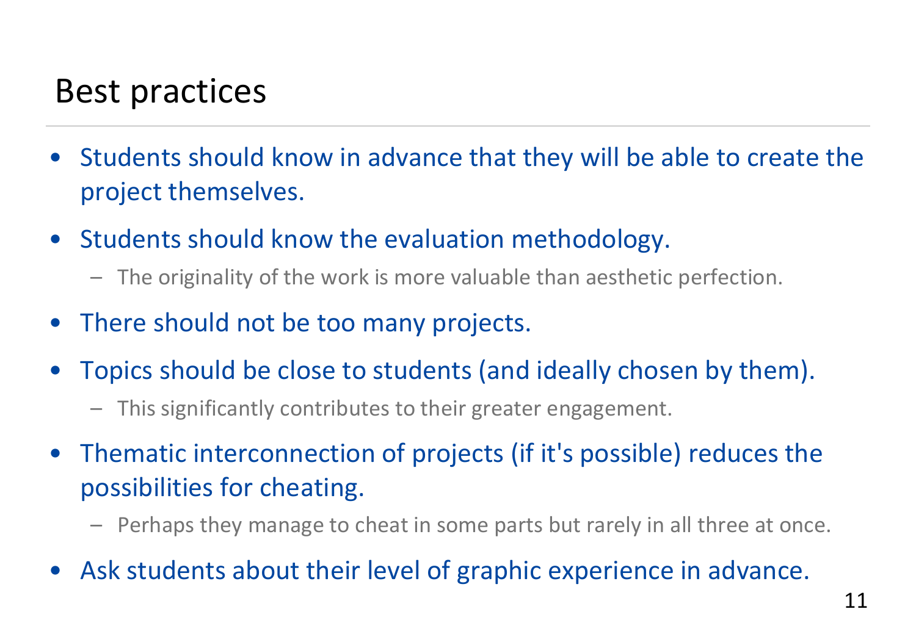# Best practices

- Students should know in advance that they will be able to create the project themselves.
- Students should know the evaluation methodology.
  - The originality of the work is more valuable than aesthetic perfection.
- There should not be too many projects.
- Topics should be close to students (and ideally chosen by them).
  - This significantly contributes to their greater engagement.
- Thematic interconnection of projects (if it's possible) reduces the possibilities for cheating.
  - Perhaps they manage to cheat in some parts but rarely in all three at once.
- Ask students about their level of graphic experience in advance.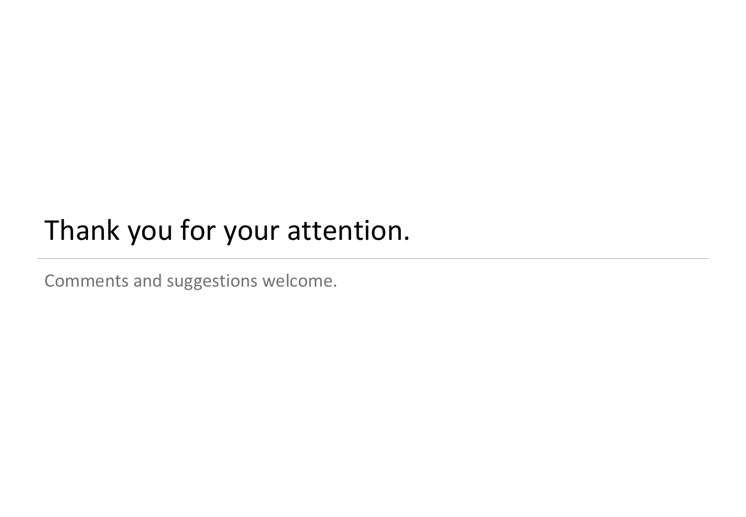# Thank you for your attention.

---

Comments and suggestions welcome.